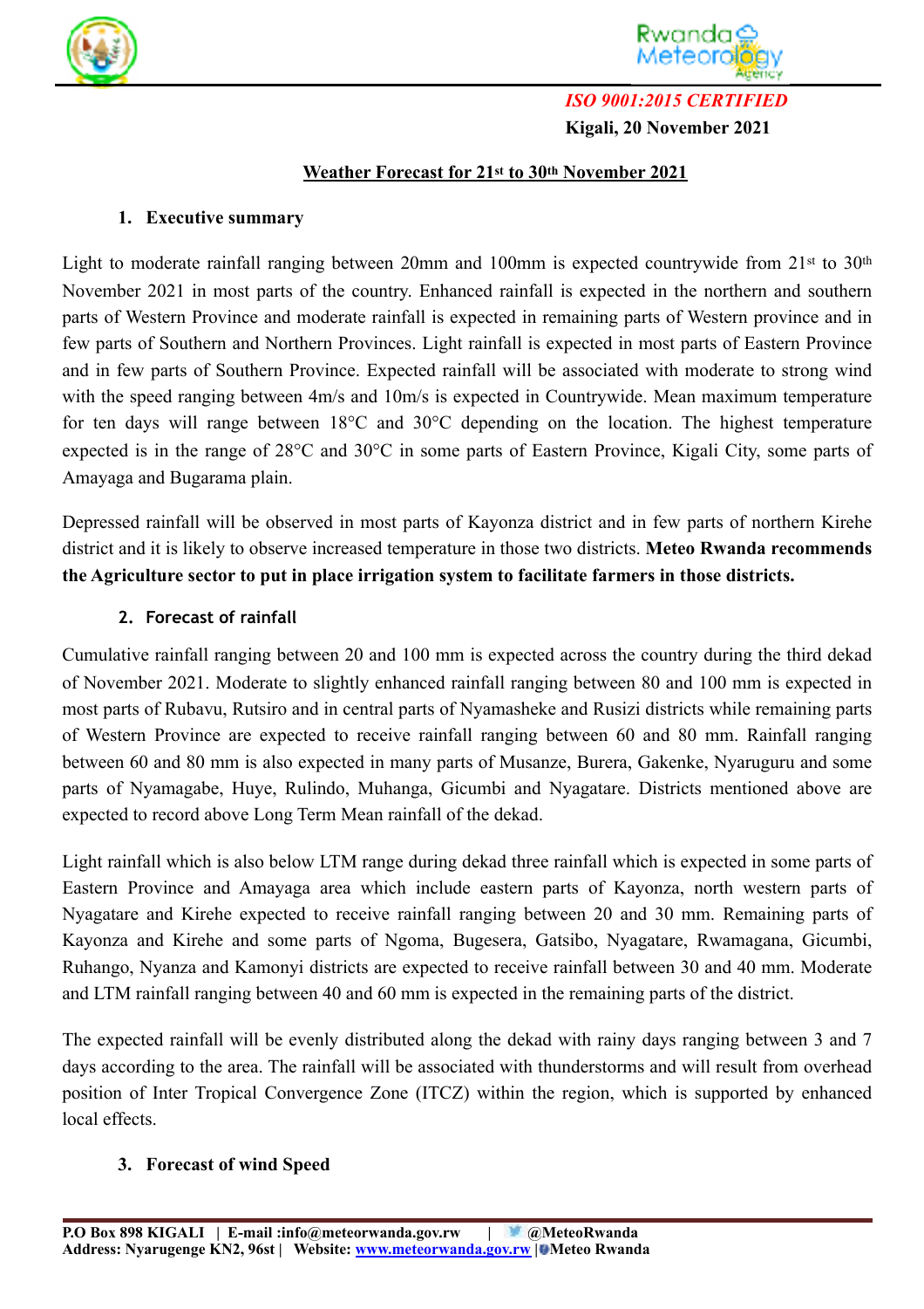*ISO 9001:2015 CERTIFIED*

**Kigali, 20 November 2021**

## Weather Forecast for 21st to 30th November 2021

### 1. Executive summary

Light to moderate rainfall ranging between 20mm and 100mm is expected countrywide from 21st to 30th November 2021 in most parts of the country. Enhanced rainfall is expected in the northern and southern parts of Western Province and moderate rainfall is expected in remaining parts of Western province and in few parts of Southern and Northern Provinces. Light rainfall is expected in most parts of Eastern Province and in few parts of Southern Province. Expected rainfall will be associated with moderate to strong wind with the speed ranging between 4m/s and 10m/s is expected in Countrywide. Mean maximum temperature for ten days will range between 18°C and 30°C depending on the location. The highest temperature expected is in the range of 28°C and 30°C in some parts of Eastern Province, Kigali City, some parts of Amayaga and Bugarama plain.

Depressed rainfall will be observed in most parts of Kayonza district and in few parts of northern Kirehe district and it is likely to observe increased temperature in those two districts. **Meteo Rwanda recommends the Agriculture sector to put in place irrigation system to facilitate farmers in those districts.**

### 2. Forecast of rainfall

Cumulative rainfall ranging between 20 and 100 mm is expected across the country during the third dekad of November 2021. Moderate to slightly enhanced rainfall ranging between 80 and 100 mm is expected in most parts of Rubavu, Rutsiro and in central parts of Nyamasheke and Rusizi districts while remaining parts of Western Province are expected to receive rainfall ranging between 60 and 80 mm. Rainfall ranging between 60 and 80 mm is also expected in many parts of Musanze, Burera, Gakenke, Nyaruguru and some parts of Nyamagabe, Huye, Rulindo, Muhanga, Gicumbi and Nyagatare. Districts mentioned above are expected to record above Long Term Mean rainfall of the dekad.

Light rainfall which is also below LTM range during dekad three rainfall which is expected in some parts of Eastern Province and Amayaga area which include eastern parts of Kayonza, north western parts of Nyagatare and Kirehe expected to receive rainfall ranging between 20 and 30 mm. Remaining parts of Kayonza and Kirehe and some parts of Ngoma, Bugesera, Gatsibo, Nyagatare, Rwamagana, Gicumbi, Ruhango, Nyanza and Kamonyi districts are expected to receive rainfall between 30 and 40 mm. Moderate and LTM rainfall ranging between 40 and 60 mm is expected in the remaining parts of the district.

The expected rainfall will be evenly distributed along the dekad with rainy days ranging between 3 and 7 days according to the area. The rainfall will be associated with thunderstorms and will result from overhead position of Inter Tropical Convergence Zone (ITCZ) within the region, which is supported by enhanced local effects.

### 3. Forecast of wind Speed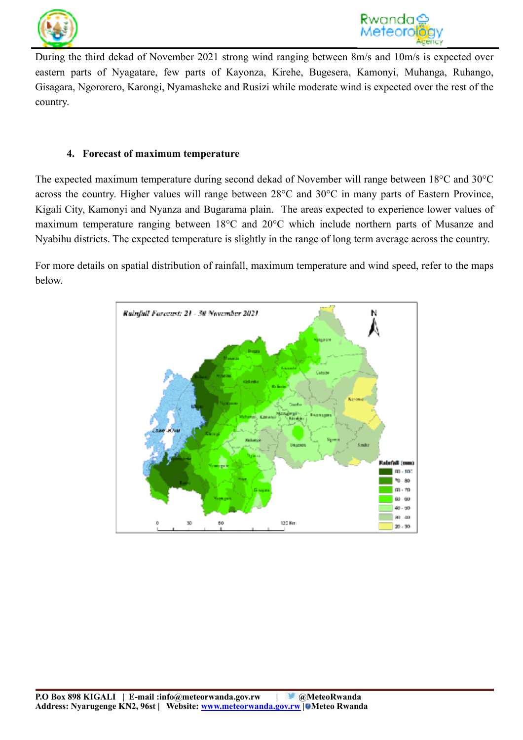During the third dekad of November 2021 strong wind ranging between 8m/s and 10m/s is expected over eastern parts of Nyagatare, few parts of Kayonza, Kirehe, Bugesera, Kamonyi, Muhanga, Ruhango, Gisagara, Ngororero, Karongi, Nyamasheke and Rusizi while moderate wind is expected over the rest of the country.

### 4. Forecast of maximum temperature

The expected maximum temperature during second dekad of November will range between 18°C and 30°C across the country. Higher values will range between 28°C and 30°C in many parts of Eastern Province, Kigali City, Kamonyi and Nyanza and Bugarama plain. The areas expected to experience lower values of maximum temperature ranging between 18°C and 20°C which include northern parts of Musanze and Nyabihu districts. The expected temperature is slightly in the range of long term average across the country.

For more details on spatial distribution of rainfall, maximum temperature and wind speed, refer to the maps below.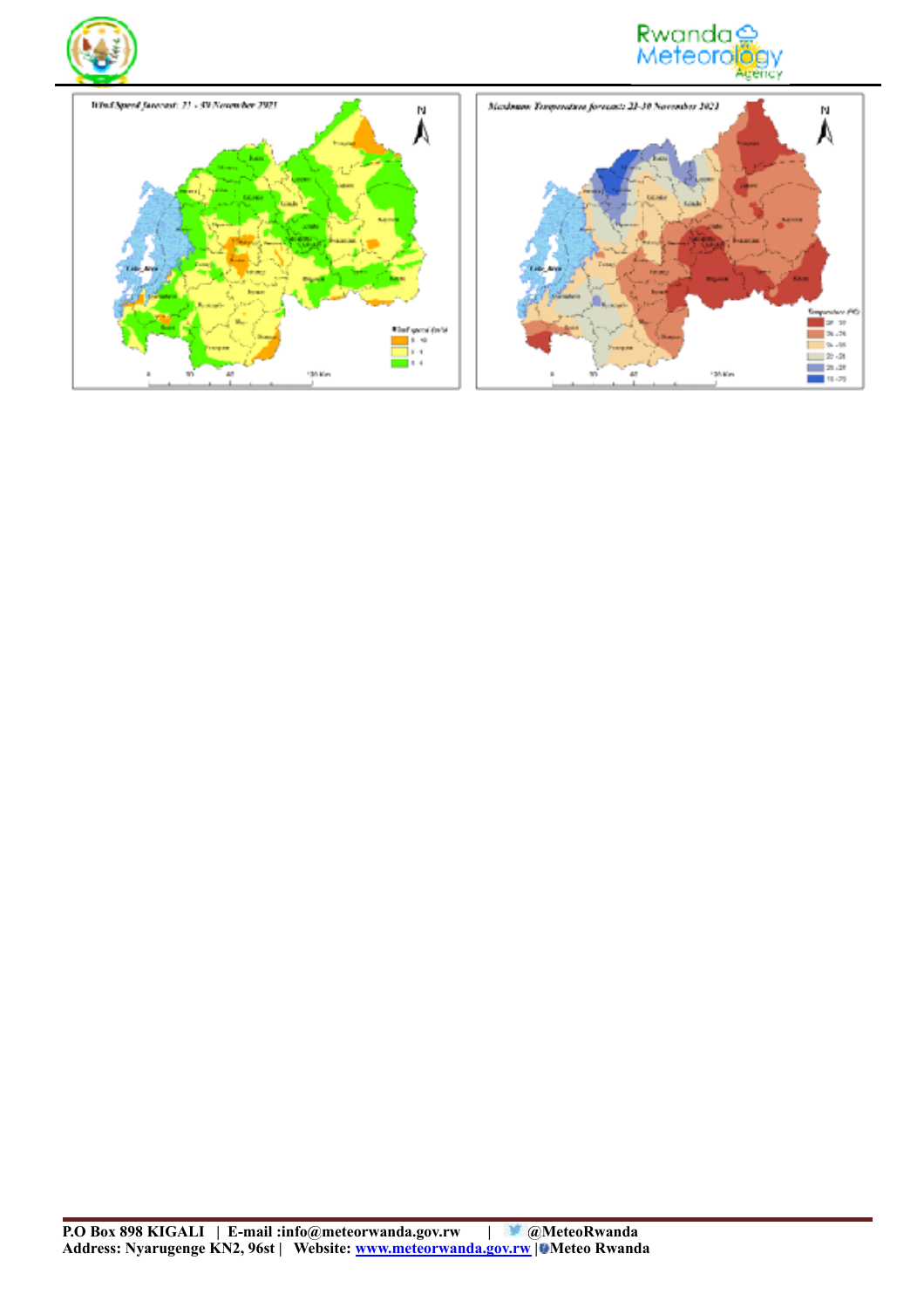Wind Speed forecast: 21 - 30 November 2021

N

Wind speed (m/s)

6 - 10

4 - 6

2 - 4

0 30 60 120 Km

Maximum Temperature forecast: 21-30 November 2021

N

Temperature (°C)

28 - 30

26 - 28

24 - 26

22 - 24

20 - 22

18 - 20

0 30 60 120 Km